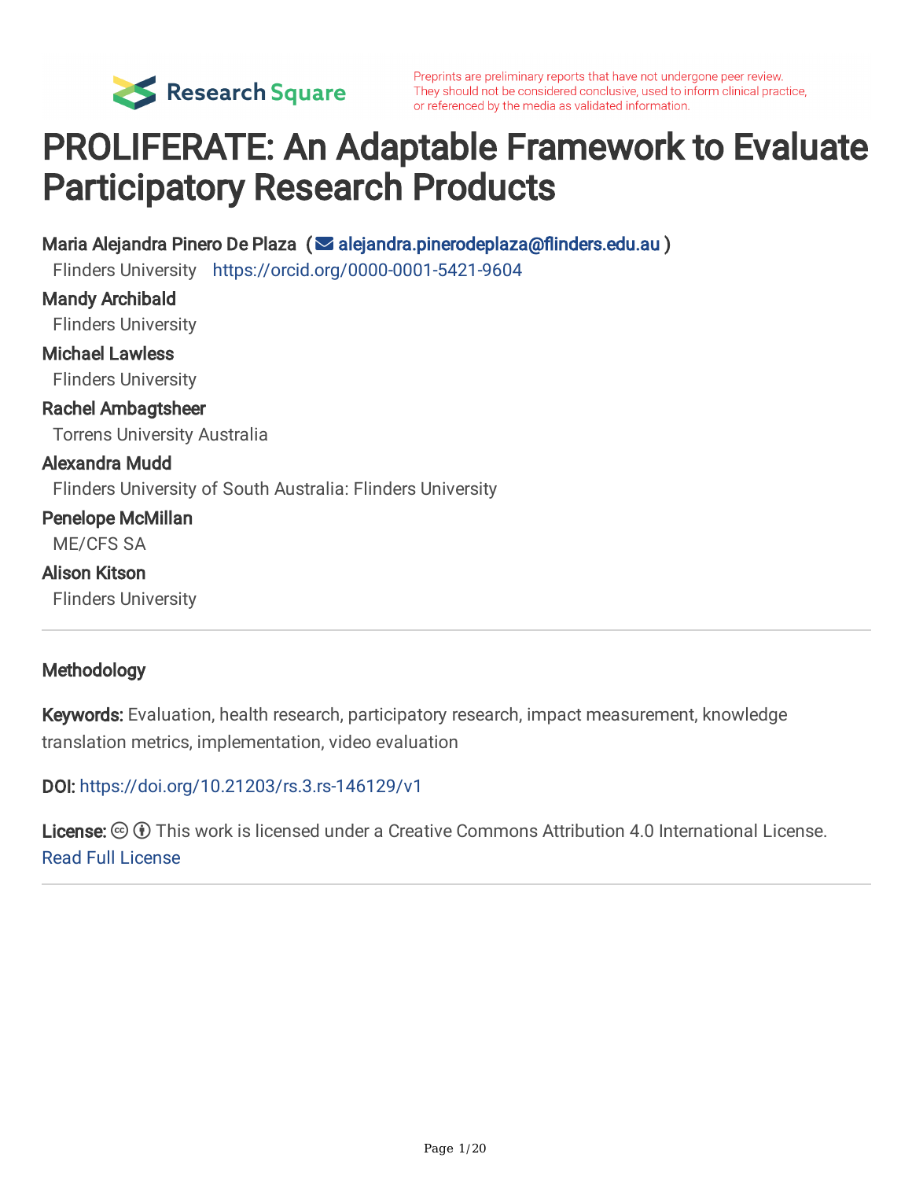Preprints are preliminary reports that have not undergone peer review. They should not be considered conclusive, used to inform clinical practice, or referenced by the media as validated information.

# PROLIFERATE: An Adaptable Framework to Evaluate Participatory Research Products

**Maria Alejandra Pinero De Plaza** (alejandra.pinerodeplaza@flinders.edu.au)
Flinders University https://orcid.org/0000-0001-5421-9604

**Mandy Archibald**
Flinders University

**Michael Lawless**
Flinders University

**Rachel Ambagtsheer**
Torrens University Australia

**Alexandra Mudd**
Flinders University of South Australia: Flinders University

**Penelope McMillan**
ME/CFS SA

**Alison Kitson**
Flinders University

---

**Methodology**

**Keywords:** Evaluation, health research, participatory research, impact measurement, knowledge translation metrics, implementation, video evaluation

**DOI:** https://doi.org/10.21203/rs.3.rs-146129/v1

**License:** This work is licensed under a Creative Commons Attribution 4.0 International License.
Read Full License

---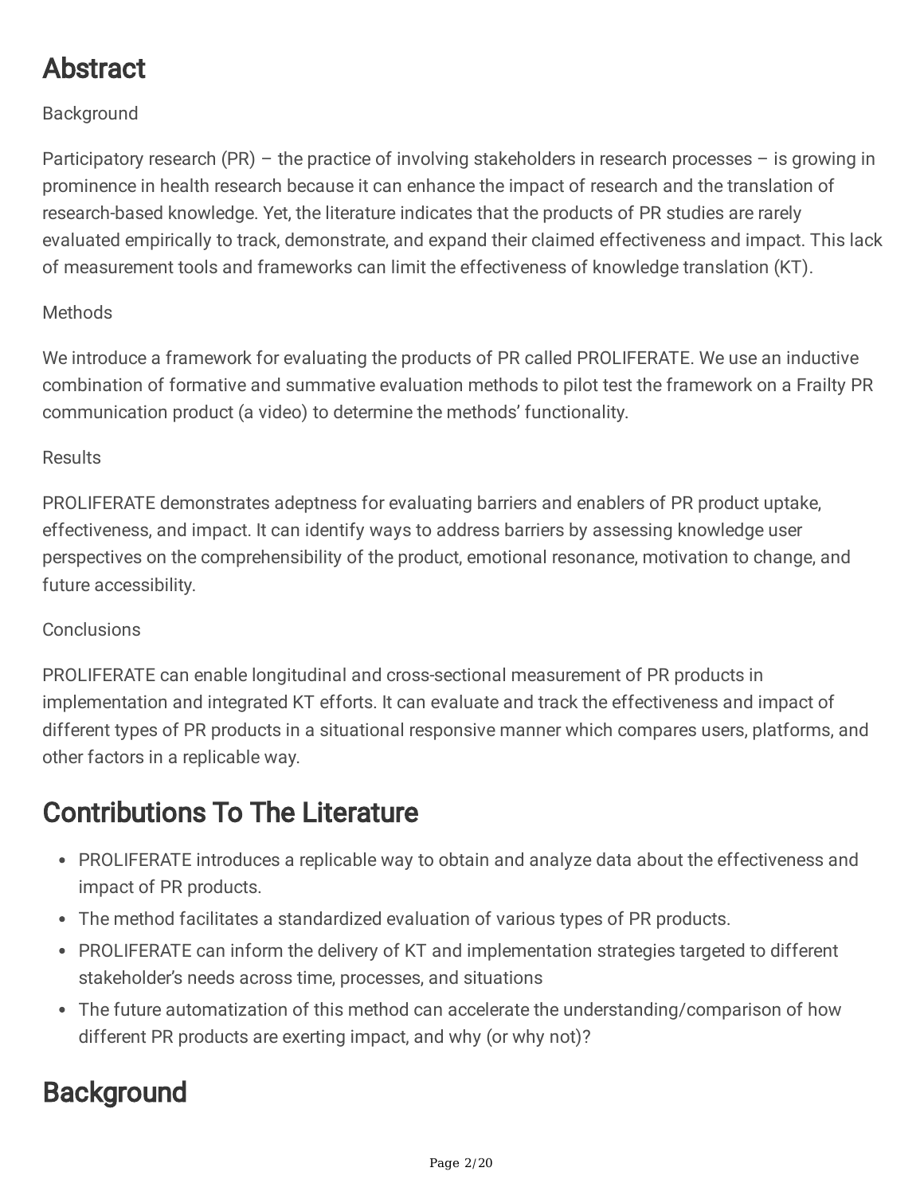# Abstract

Background

Participatory research (PR) – the practice of involving stakeholders in research processes – is growing in prominence in health research because it can enhance the impact of research and the translation of research-based knowledge. Yet, the literature indicates that the products of PR studies are rarely evaluated empirically to track, demonstrate, and expand their claimed effectiveness and impact. This lack of measurement tools and frameworks can limit the effectiveness of knowledge translation (KT).

Methods

We introduce a framework for evaluating the products of PR called PROLIFERATE. We use an inductive combination of formative and summative evaluation methods to pilot test the framework on a Frailty PR communication product (a video) to determine the methods' functionality.

Results

PROLIFERATE demonstrates adeptness for evaluating barriers and enablers of PR product uptake, effectiveness, and impact. It can identify ways to address barriers by assessing knowledge user perspectives on the comprehensibility of the product, emotional resonance, motivation to change, and future accessibility.

Conclusions

PROLIFERATE can enable longitudinal and cross-sectional measurement of PR products in implementation and integrated KT efforts. It can evaluate and track the effectiveness and impact of different types of PR products in a situational responsive manner which compares users, platforms, and other factors in a replicable way.

# Contributions To The Literature

- PROLIFERATE introduces a replicable way to obtain and analyze data about the effectiveness and impact of PR products.
- The method facilitates a standardized evaluation of various types of PR products.
- PROLIFERATE can inform the delivery of KT and implementation strategies targeted to different stakeholder's needs across time, processes, and situations
- The future automatization of this method can accelerate the understanding/comparison of how different PR products are exerting impact, and why (or why not)?

# Background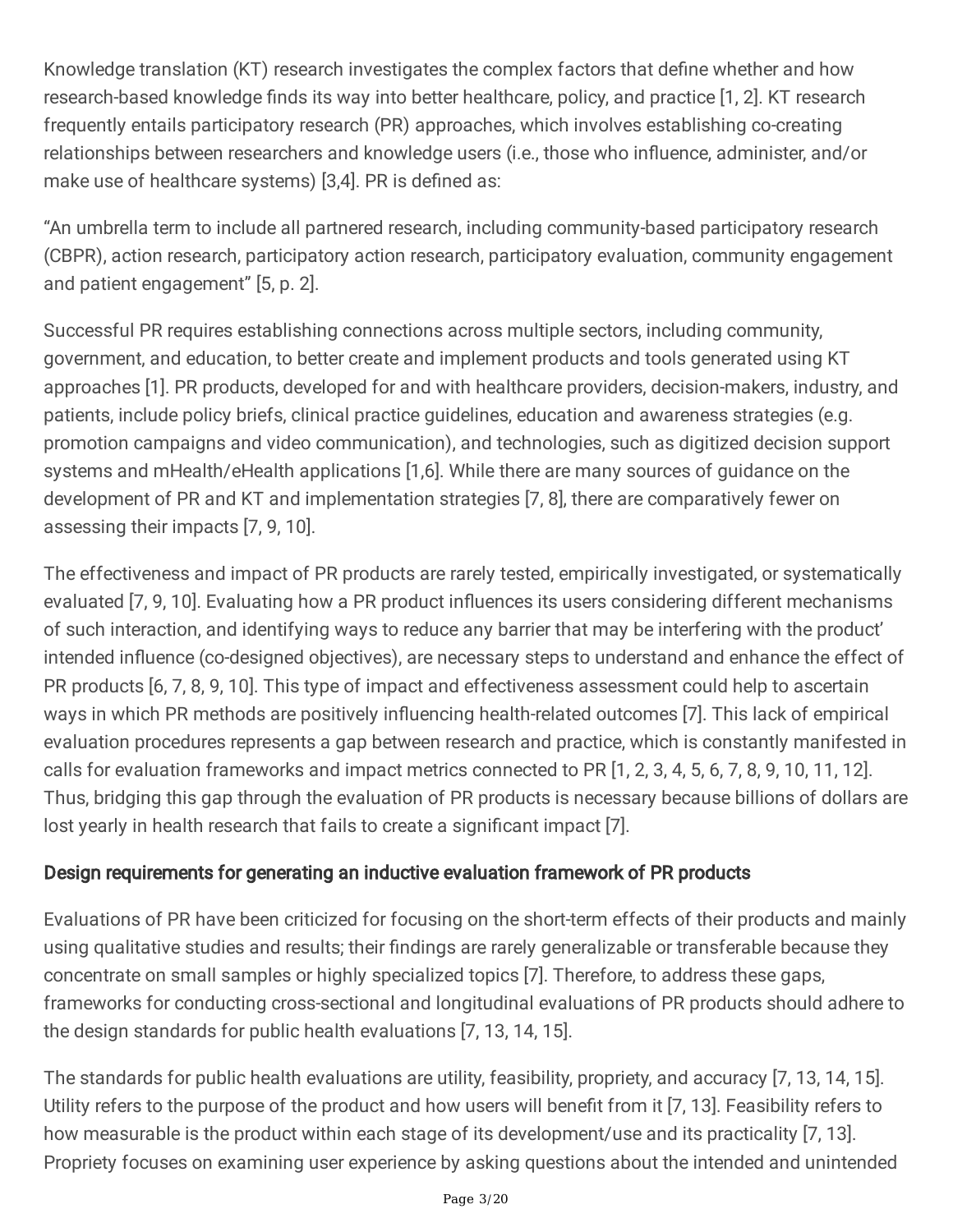Knowledge translation (KT) research investigates the complex factors that define whether and how research-based knowledge finds its way into better healthcare, policy, and practice [1, 2]. KT research frequently entails participatory research (PR) approaches, which involves establishing co-creating relationships between researchers and knowledge users (i.e., those who influence, administer, and/or make use of healthcare systems) [3,4]. PR is defined as:

"An umbrella term to include all partnered research, including community-based participatory research (CBPR), action research, participatory action research, participatory evaluation, community engagement and patient engagement" [5, p. 2].

Successful PR requires establishing connections across multiple sectors, including community, government, and education, to better create and implement products and tools generated using KT approaches [1]. PR products, developed for and with healthcare providers, decision-makers, industry, and patients, include policy briefs, clinical practice guidelines, education and awareness strategies (e.g. promotion campaigns and video communication), and technologies, such as digitized decision support systems and mHealth/eHealth applications [1,6]. While there are many sources of guidance on the development of PR and KT and implementation strategies [7, 8], there are comparatively fewer on assessing their impacts [7, 9, 10].

The effectiveness and impact of PR products are rarely tested, empirically investigated, or systematically evaluated [7, 9, 10]. Evaluating how a PR product influences its users considering different mechanisms of such interaction, and identifying ways to reduce any barrier that may be interfering with the product' intended influence (co-designed objectives), are necessary steps to understand and enhance the effect of PR products [6, 7, 8, 9, 10]. This type of impact and effectiveness assessment could help to ascertain ways in which PR methods are positively influencing health-related outcomes [7]. This lack of empirical evaluation procedures represents a gap between research and practice, which is constantly manifested in calls for evaluation frameworks and impact metrics connected to PR [1, 2, 3, 4, 5, 6, 7, 8, 9, 10, 11, 12]. Thus, bridging this gap through the evaluation of PR products is necessary because billions of dollars are lost yearly in health research that fails to create a significant impact [7].

## Design requirements for generating an inductive evaluation framework of PR products

Evaluations of PR have been criticized for focusing on the short-term effects of their products and mainly using qualitative studies and results; their findings are rarely generalizable or transferable because they concentrate on small samples or highly specialized topics [7]. Therefore, to address these gaps, frameworks for conducting cross-sectional and longitudinal evaluations of PR products should adhere to the design standards for public health evaluations [7, 13, 14, 15].

The standards for public health evaluations are utility, feasibility, propriety, and accuracy [7, 13, 14, 15]. Utility refers to the purpose of the product and how users will benefit from it [7, 13]. Feasibility refers to how measurable is the product within each stage of its development/use and its practicality [7, 13]. Propriety focuses on examining user experience by asking questions about the intended and unintended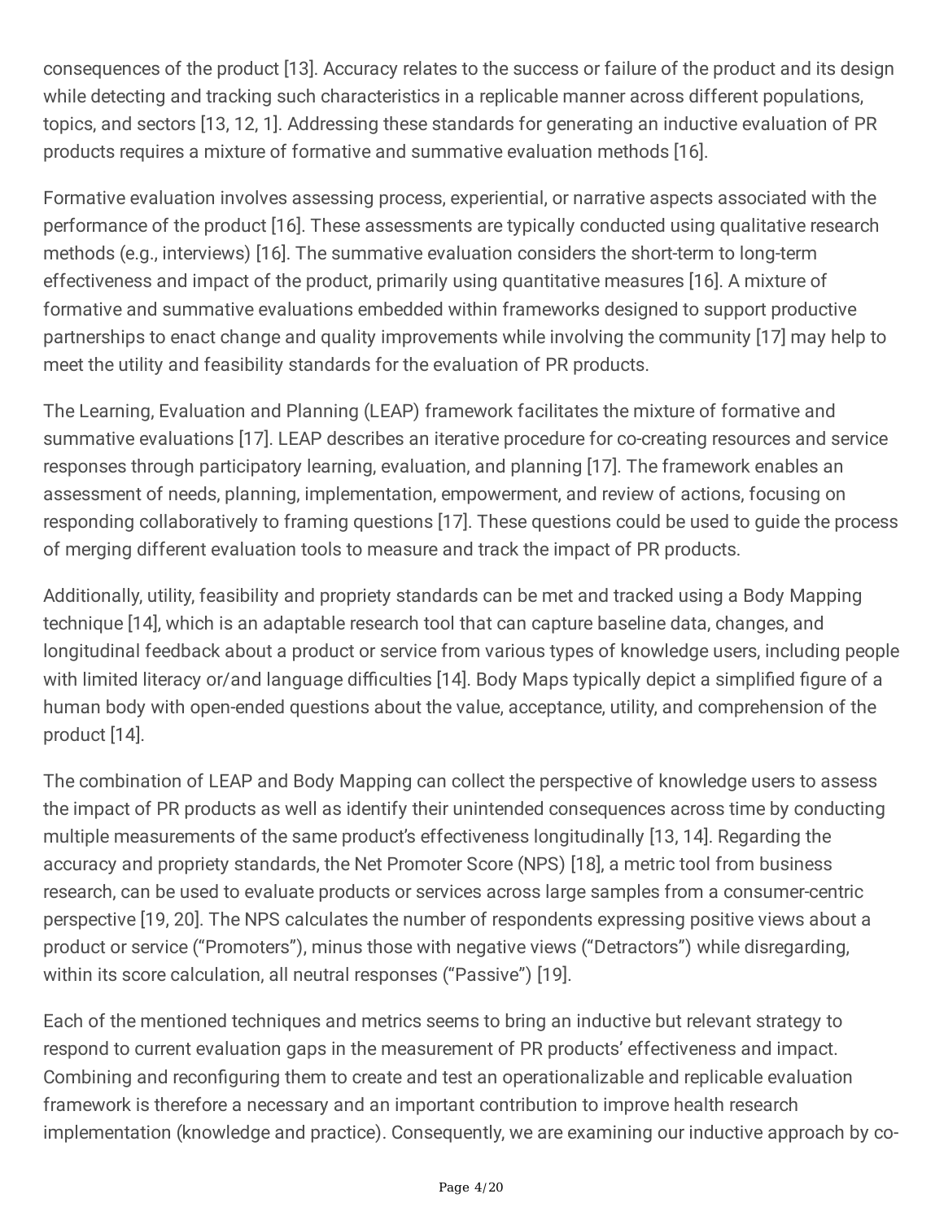consequences of the product [13]. Accuracy relates to the success or failure of the product and its design while detecting and tracking such characteristics in a replicable manner across different populations, topics, and sectors [13, 12, 1]. Addressing these standards for generating an inductive evaluation of PR products requires a mixture of formative and summative evaluation methods [16].

Formative evaluation involves assessing process, experiential, or narrative aspects associated with the performance of the product [16]. These assessments are typically conducted using qualitative research methods (e.g., interviews) [16]. The summative evaluation considers the short-term to long-term effectiveness and impact of the product, primarily using quantitative measures [16]. A mixture of formative and summative evaluations embedded within frameworks designed to support productive partnerships to enact change and quality improvements while involving the community [17] may help to meet the utility and feasibility standards for the evaluation of PR products.

The Learning, Evaluation and Planning (LEAP) framework facilitates the mixture of formative and summative evaluations [17]. LEAP describes an iterative procedure for co-creating resources and service responses through participatory learning, evaluation, and planning [17]. The framework enables an assessment of needs, planning, implementation, empowerment, and review of actions, focusing on responding collaboratively to framing questions [17]. These questions could be used to guide the process of merging different evaluation tools to measure and track the impact of PR products.

Additionally, utility, feasibility and propriety standards can be met and tracked using a Body Mapping technique [14], which is an adaptable research tool that can capture baseline data, changes, and longitudinal feedback about a product or service from various types of knowledge users, including people with limited literacy or/and language difficulties [14]. Body Maps typically depict a simplified figure of a human body with open-ended questions about the value, acceptance, utility, and comprehension of the product [14].

The combination of LEAP and Body Mapping can collect the perspective of knowledge users to assess the impact of PR products as well as identify their unintended consequences across time by conducting multiple measurements of the same product's effectiveness longitudinally [13, 14]. Regarding the accuracy and propriety standards, the Net Promoter Score (NPS) [18], a metric tool from business research, can be used to evaluate products or services across large samples from a consumer-centric perspective [19, 20]. The NPS calculates the number of respondents expressing positive views about a product or service ("Promoters"), minus those with negative views ("Detractors") while disregarding, within its score calculation, all neutral responses ("Passive") [19].

Each of the mentioned techniques and metrics seems to bring an inductive but relevant strategy to respond to current evaluation gaps in the measurement of PR products' effectiveness and impact. Combining and reconfiguring them to create and test an operationalizable and replicable evaluation framework is therefore a necessary and an important contribution to improve health research implementation (knowledge and practice). Consequently, we are examining our inductive approach by co-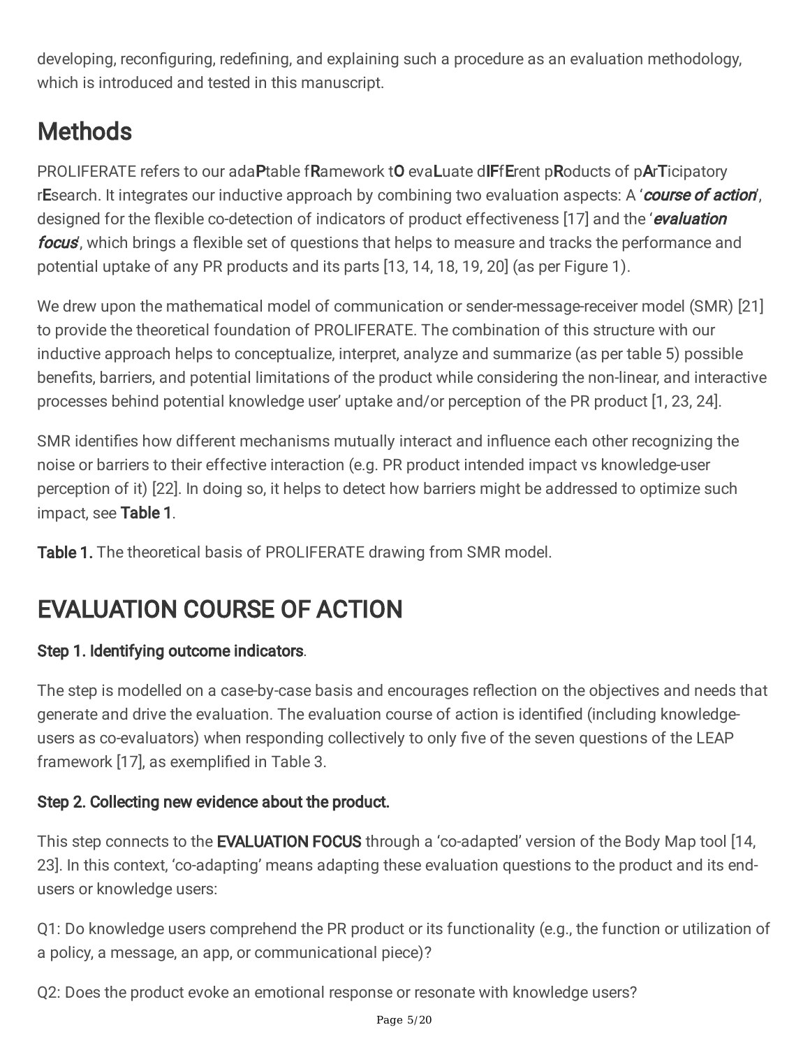developing, reconfiguring, redefining, and explaining such a procedure as an evaluation methodology, which is introduced and tested in this manuscript.

# Methods

PROLIFERATE refers to our adaPtable fRamework tO evaLuate dIFfErent pRoducts of pArTicipatory rEsearch. It integrates our inductive approach by combining two evaluation aspects: A '***course of action***', designed for the flexible co-detection of indicators of product effectiveness [17] and the '***evaluation focus***', which brings a flexible set of questions that helps to measure and tracks the performance and potential uptake of any PR products and its parts [13, 14, 18, 19, 20] (as per Figure 1).

We drew upon the mathematical model of communication or sender-message-receiver model (SMR) [21] to provide the theoretical foundation of PROLIFERATE. The combination of this structure with our inductive approach helps to conceptualize, interpret, analyze and summarize (as per table 5) possible benefits, barriers, and potential limitations of the product while considering the non-linear, and interactive processes behind potential knowledge user' uptake and/or perception of the PR product [1, 23, 24].

SMR identifies how different mechanisms mutually interact and influence each other recognizing the noise or barriers to their effective interaction (e.g. PR product intended impact vs knowledge-user perception of it) [22]. In doing so, it helps to detect how barriers might be addressed to optimize such impact, see **Table 1**.

**Table 1.** The theoretical basis of PROLIFERATE drawing from SMR model.

# EVALUATION COURSE OF ACTION

**Step 1. Identifying outcome indicators**.

The step is modelled on a case-by-case basis and encourages reflection on the objectives and needs that generate and drive the evaluation. The evaluation course of action is identified (including knowledge-users as co-evaluators) when responding collectively to only five of the seven questions of the LEAP framework [17], as exemplified in Table 3.

**Step 2. Collecting new evidence about the product.**

This step connects to the **EVALUATION FOCUS** through a 'co-adapted' version of the Body Map tool [14, 23]. In this context, 'co-adapting' means adapting these evaluation questions to the product and its end-users or knowledge users:

Q1: Do knowledge users comprehend the PR product or its functionality (e.g., the function or utilization of a policy, a message, an app, or communicational piece)?

Q2: Does the product evoke an emotional response or resonate with knowledge users?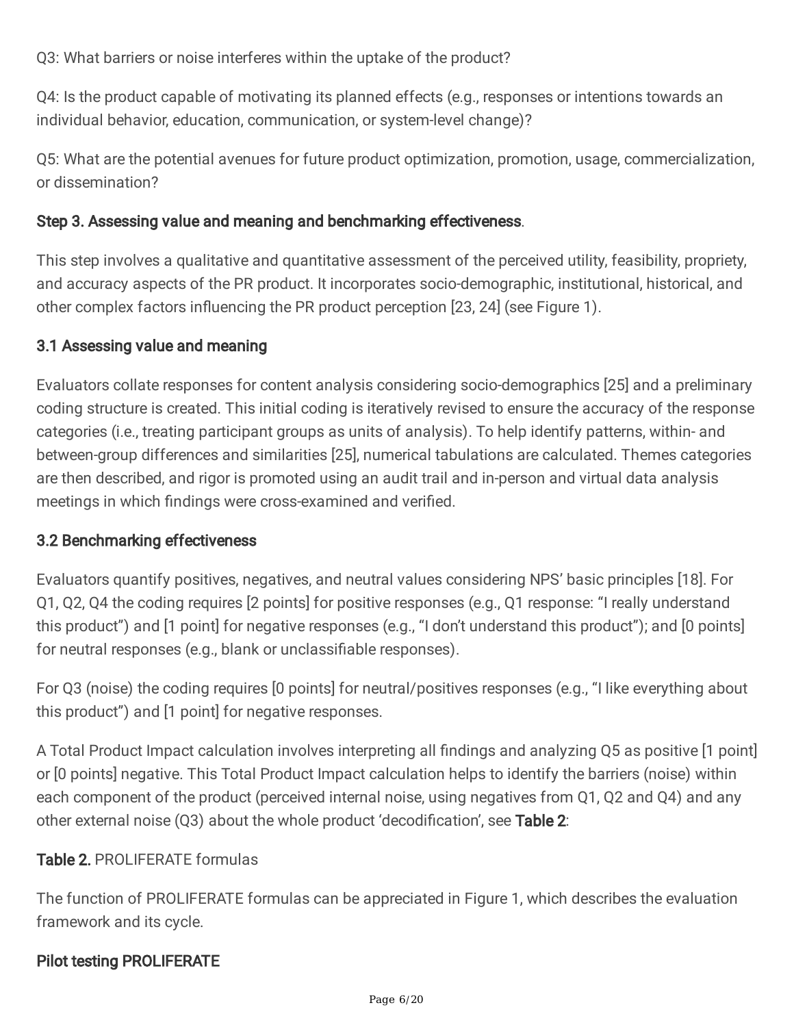Q3: What barriers or noise interferes within the uptake of the product?

Q4: Is the product capable of motivating its planned effects (e.g., responses or intentions towards an individual behavior, education, communication, or system-level change)?

Q5: What are the potential avenues for future product optimization, promotion, usage, commercialization, or dissemination?

**Step 3. Assessing value and meaning and benchmarking effectiveness**.

This step involves a qualitative and quantitative assessment of the perceived utility, feasibility, propriety, and accuracy aspects of the PR product. It incorporates socio-demographic, institutional, historical, and other complex factors influencing the PR product perception [23, 24] (see Figure 1).

**3.1 Assessing value and meaning**

Evaluators collate responses for content analysis considering socio-demographics [25] and a preliminary coding structure is created. This initial coding is iteratively revised to ensure the accuracy of the response categories (i.e., treating participant groups as units of analysis). To help identify patterns, within- and between-group differences and similarities [25], numerical tabulations are calculated. Themes categories are then described, and rigor is promoted using an audit trail and in-person and virtual data analysis meetings in which findings were cross-examined and verified.

**3.2 Benchmarking effectiveness**

Evaluators quantify positives, negatives, and neutral values considering NPS' basic principles [18]. For Q1, Q2, Q4 the coding requires [2 points] for positive responses (e.g., Q1 response: "I really understand this product") and [1 point] for negative responses (e.g., "I don't understand this product"); and [0 points] for neutral responses (e.g., blank or unclassifiable responses).

For Q3 (noise) the coding requires [0 points] for neutral/positives responses (e.g., "I like everything about this product") and [1 point] for negative responses.

A Total Product Impact calculation involves interpreting all findings and analyzing Q5 as positive [1 point] or [0 points] negative. This Total Product Impact calculation helps to identify the barriers (noise) within each component of the product (perceived internal noise, using negatives from Q1, Q2 and Q4) and any other external noise (Q3) about the whole product 'decodification', see **Table 2**:

**Table 2.** PROLIFERATE formulas

The function of PROLIFERATE formulas can be appreciated in Figure 1, which describes the evaluation framework and its cycle.

**Pilot testing PROLIFERATE**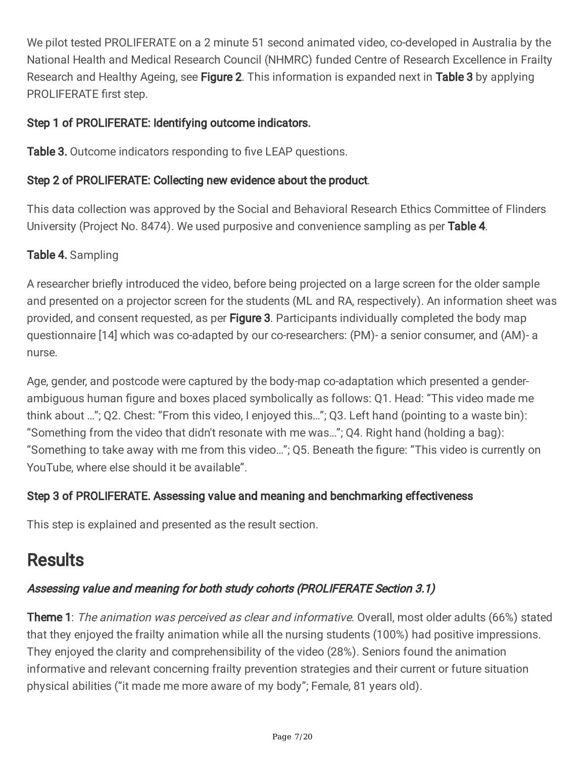We pilot tested PROLIFERATE on a 2 minute 51 second animated video, co-developed in Australia by the National Health and Medical Research Council (NHMRC) funded Centre of Research Excellence in Frailty Research and Healthy Ageing, see **Figure 2**. This information is expanded next in **Table 3** by applying PROLIFERATE first step.

**Step 1 of PROLIFERATE: Identifying outcome indicators.**

**Table 3.** Outcome indicators responding to five LEAP questions.

**Step 2 of PROLIFERATE: Collecting new evidence about the product**.

This data collection was approved by the Social and Behavioral Research Ethics Committee of Flinders University (Project No. 8474). We used purposive and convenience sampling as per **Table 4**.

**Table 4.** Sampling

A researcher briefly introduced the video, before being projected on a large screen for the older sample and presented on a projector screen for the students (ML and RA, respectively). An information sheet was provided, and consent requested, as per **Figure 3**. Participants individually completed the body map questionnaire [14] which was co-adapted by our co-researchers: (PM)- a senior consumer, and (AM)- a nurse.

Age, gender, and postcode were captured by the body-map co-adaptation which presented a gender-ambiguous human figure and boxes placed symbolically as follows: Q1. Head: "This video made me think about …"; Q2. Chest: "From this video, I enjoyed this…"; Q3. Left hand (pointing to a waste bin): "Something from the video that didn't resonate with me was…"; Q4. Right hand (holding a bag): "Something to take away with me from this video…"; Q5. Beneath the figure: "This video is currently on YouTube, where else should it be available".

**Step 3 of PROLIFERATE. Assessing value and meaning and benchmarking effectiveness**

This step is explained and presented as the result section.

# Results

### *Assessing value and meaning for both study cohorts (PROLIFERATE Section 3.1)*

**Theme 1**: *The animation was perceived as clear and informative*. Overall, most older adults (66%) stated that they enjoyed the frailty animation while all the nursing students (100%) had positive impressions. They enjoyed the clarity and comprehensibility of the video (28%). Seniors found the animation informative and relevant concerning frailty prevention strategies and their current or future situation physical abilities ("it made me more aware of my body"; Female, 81 years old).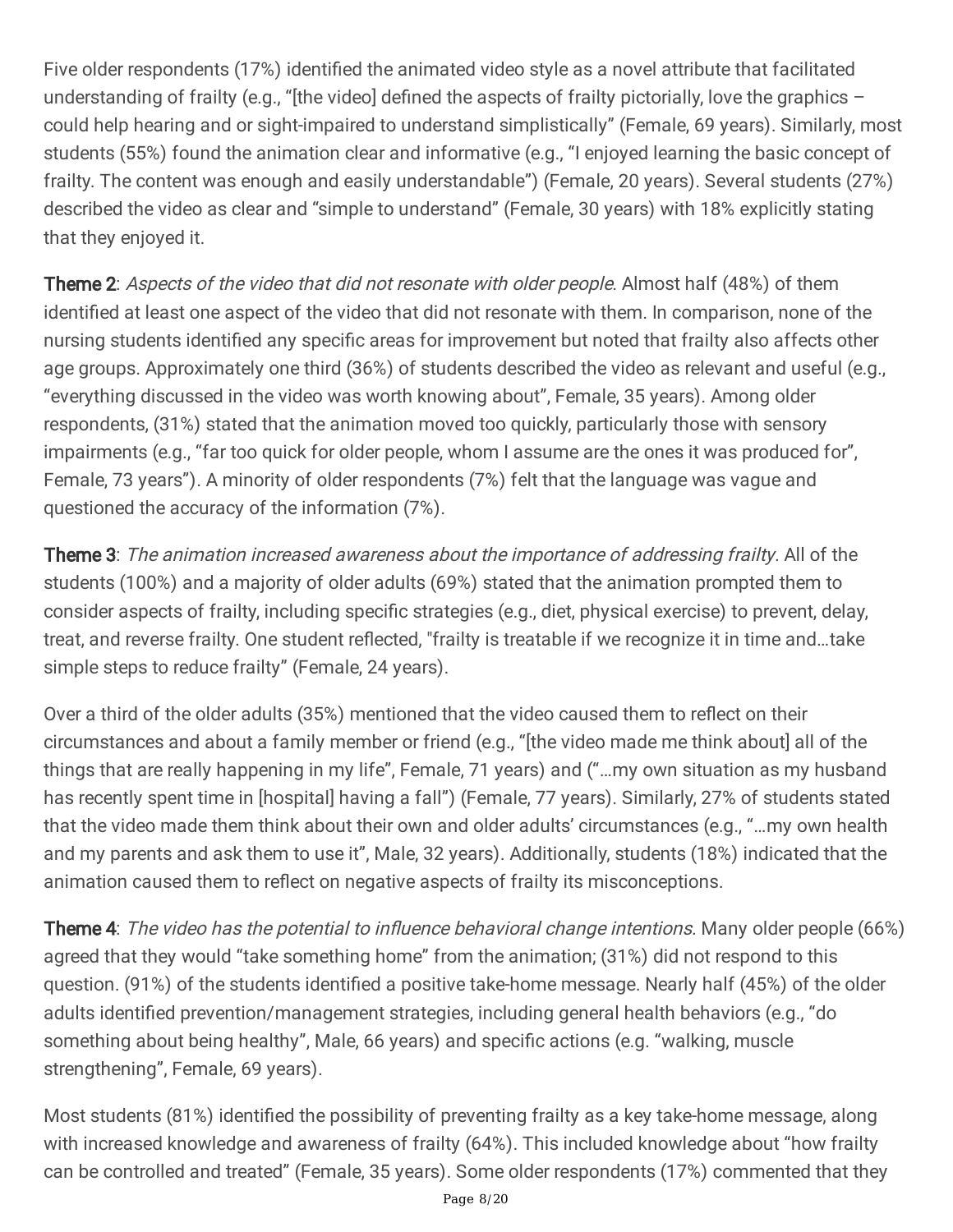Five older respondents (17%) identified the animated video style as a novel attribute that facilitated understanding of frailty (e.g., "[the video] defined the aspects of frailty pictorially, love the graphics – could help hearing and or sight-impaired to understand simplistically" (Female, 69 years). Similarly, most students (55%) found the animation clear and informative (e.g., "I enjoyed learning the basic concept of frailty. The content was enough and easily understandable") (Female, 20 years). Several students (27%) described the video as clear and "simple to understand" (Female, 30 years) with 18% explicitly stating that they enjoyed it.

**Theme 2**: *Aspects of the video that did not resonate with older people*. Almost half (48%) of them identified at least one aspect of the video that did not resonate with them. In comparison, none of the nursing students identified any specific areas for improvement but noted that frailty also affects other age groups. Approximately one third (36%) of students described the video as relevant and useful (e.g., "everything discussed in the video was worth knowing about", Female, 35 years). Among older respondents, (31%) stated that the animation moved too quickly, particularly those with sensory impairments (e.g., "far too quick for older people, whom I assume are the ones it was produced for", Female, 73 years"). A minority of older respondents (7%) felt that the language was vague and questioned the accuracy of the information (7%).

**Theme 3**: *The animation increased awareness about the importance of addressing frailty*. All of the students (100%) and a majority of older adults (69%) stated that the animation prompted them to consider aspects of frailty, including specific strategies (e.g., diet, physical exercise) to prevent, delay, treat, and reverse frailty. One student reflected, "frailty is treatable if we recognize it in time and…take simple steps to reduce frailty" (Female, 24 years).

Over a third of the older adults (35%) mentioned that the video caused them to reflect on their circumstances and about a family member or friend (e.g., "[the video made me think about] all of the things that are really happening in my life", Female, 71 years) and ("…my own situation as my husband has recently spent time in [hospital] having a fall") (Female, 77 years). Similarly, 27% of students stated that the video made them think about their own and older adults' circumstances (e.g., "…my own health and my parents and ask them to use it", Male, 32 years). Additionally, students (18%) indicated that the animation caused them to reflect on negative aspects of frailty its misconceptions.

**Theme 4**: *The video has the potential to influence behavioral change intentions*. Many older people (66%) agreed that they would "take something home" from the animation; (31%) did not respond to this question. (91%) of the students identified a positive take-home message. Nearly half (45%) of the older adults identified prevention/management strategies, including general health behaviors (e.g., "do something about being healthy", Male, 66 years) and specific actions (e.g. "walking, muscle strengthening", Female, 69 years).

Most students (81%) identified the possibility of preventing frailty as a key take-home message, along with increased knowledge and awareness of frailty (64%). This included knowledge about "how frailty can be controlled and treated" (Female, 35 years). Some older respondents (17%) commented that they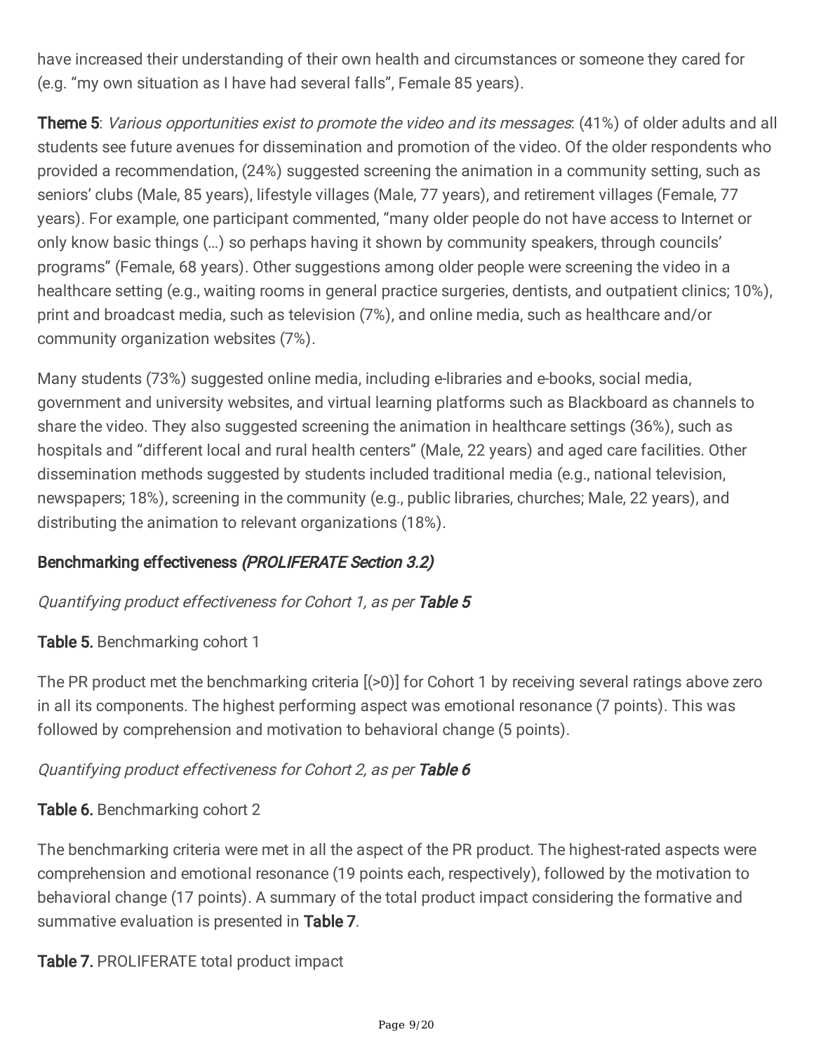have increased their understanding of their own health and circumstances or someone they cared for (e.g. "my own situation as I have had several falls", Female 85 years).

**Theme 5**: *Various opportunities exist to promote the video and its messages*: (41%) of older adults and all students see future avenues for dissemination and promotion of the video. Of the older respondents who provided a recommendation, (24%) suggested screening the animation in a community setting, such as seniors' clubs (Male, 85 years), lifestyle villages (Male, 77 years), and retirement villages (Female, 77 years). For example, one participant commented, "many older people do not have access to Internet or only know basic things (…) so perhaps having it shown by community speakers, through councils' programs" (Female, 68 years). Other suggestions among older people were screening the video in a healthcare setting (e.g., waiting rooms in general practice surgeries, dentists, and outpatient clinics; 10%), print and broadcast media, such as television (7%), and online media, such as healthcare and/or community organization websites (7%).

Many students (73%) suggested online media, including e-libraries and e-books, social media, government and university websites, and virtual learning platforms such as Blackboard as channels to share the video. They also suggested screening the animation in healthcare settings (36%), such as hospitals and "different local and rural health centers" (Male, 22 years) and aged care facilities. Other dissemination methods suggested by students included traditional media (e.g., national television, newspapers; 18%), screening in the community (e.g., public libraries, churches; Male, 22 years), and distributing the animation to relevant organizations (18%).

## Benchmarking effectiveness *(PROLIFERATE Section 3.2)*

*Quantifying product effectiveness for Cohort 1, as per* ***Table 5***

**Table 5.** Benchmarking cohort 1

The PR product met the benchmarking criteria [(>0)] for Cohort 1 by receiving several ratings above zero in all its components. The highest performing aspect was emotional resonance (7 points). This was followed by comprehension and motivation to behavioral change (5 points).

*Quantifying product effectiveness for Cohort 2, as per* ***Table 6***

**Table 6.** Benchmarking cohort 2

The benchmarking criteria were met in all the aspect of the PR product. The highest-rated aspects were comprehension and emotional resonance (19 points each, respectively), followed by the motivation to behavioral change (17 points). A summary of the total product impact considering the formative and summative evaluation is presented in **Table 7**.

**Table 7.** PROLIFERATE total product impact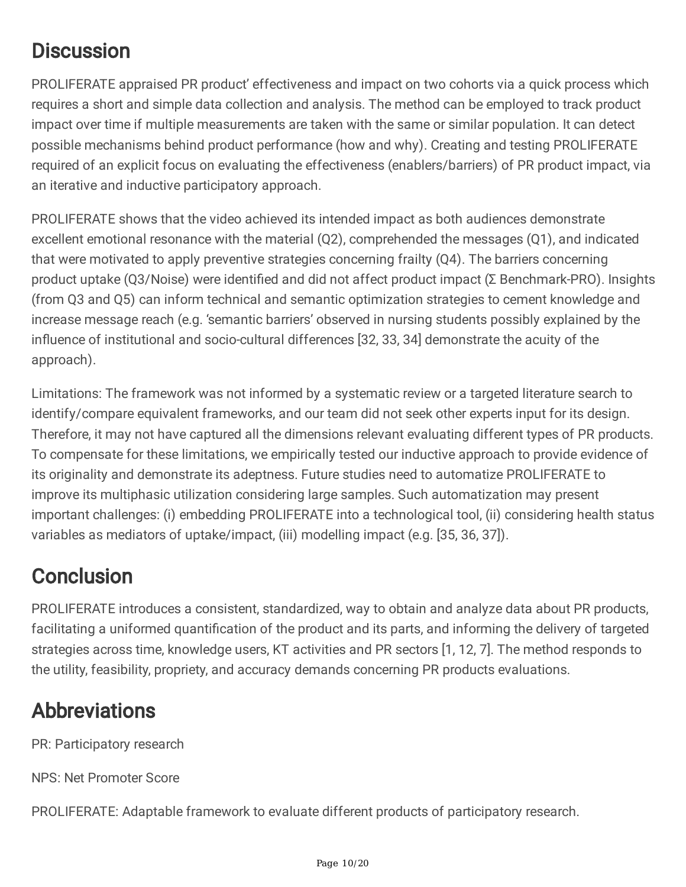## Discussion

PROLIFERATE appraised PR product' effectiveness and impact on two cohorts via a quick process which requires a short and simple data collection and analysis. The method can be employed to track product impact over time if multiple measurements are taken with the same or similar population. It can detect possible mechanisms behind product performance (how and why). Creating and testing PROLIFERATE required of an explicit focus on evaluating the effectiveness (enablers/barriers) of PR product impact, via an iterative and inductive participatory approach.

PROLIFERATE shows that the video achieved its intended impact as both audiences demonstrate excellent emotional resonance with the material (Q2), comprehended the messages (Q1), and indicated that were motivated to apply preventive strategies concerning frailty (Q4). The barriers concerning product uptake (Q3/Noise) were identified and did not affect product impact (Σ Benchmark-PRO). Insights (from Q3 and Q5) can inform technical and semantic optimization strategies to cement knowledge and increase message reach (e.g. 'semantic barriers' observed in nursing students possibly explained by the influence of institutional and socio-cultural differences [32, 33, 34] demonstrate the acuity of the approach).

Limitations: The framework was not informed by a systematic review or a targeted literature search to identify/compare equivalent frameworks, and our team did not seek other experts input for its design. Therefore, it may not have captured all the dimensions relevant evaluating different types of PR products. To compensate for these limitations, we empirically tested our inductive approach to provide evidence of its originality and demonstrate its adeptness. Future studies need to automatize PROLIFERATE to improve its multiphasic utilization considering large samples. Such automatization may present important challenges: (i) embedding PROLIFERATE into a technological tool, (ii) considering health status variables as mediators of uptake/impact, (iii) modelling impact (e.g. [35, 36, 37]).

## Conclusion

PROLIFERATE introduces a consistent, standardized, way to obtain and analyze data about PR products, facilitating a uniformed quantification of the product and its parts, and informing the delivery of targeted strategies across time, knowledge users, KT activities and PR sectors [1, 12, 7]. The method responds to the utility, feasibility, propriety, and accuracy demands concerning PR products evaluations.

## Abbreviations

PR: Participatory research

NPS: Net Promoter Score

PROLIFERATE: Adaptable framework to evaluate different products of participatory research.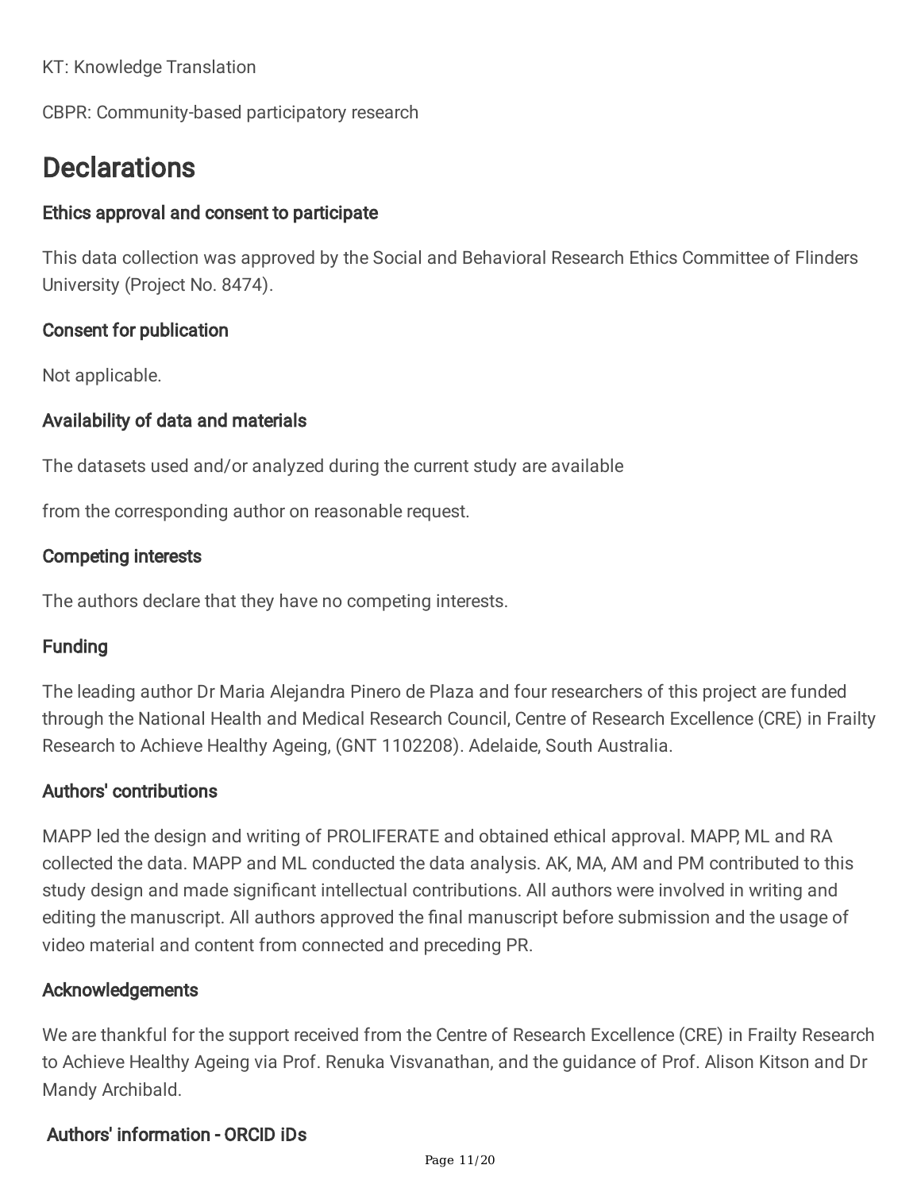KT: Knowledge Translation

CBPR: Community-based participatory research

# Declarations

### Ethics approval and consent to participate

This data collection was approved by the Social and Behavioral Research Ethics Committee of Flinders University (Project No. 8474).

### Consent for publication

Not applicable.

### Availability of data and materials

The datasets used and/or analyzed during the current study are available

from the corresponding author on reasonable request.

### Competing interests

The authors declare that they have no competing interests.

### Funding

The leading author Dr Maria Alejandra Pinero de Plaza and four researchers of this project are funded through the National Health and Medical Research Council, Centre of Research Excellence (CRE) in Frailty Research to Achieve Healthy Ageing, (GNT 1102208). Adelaide, South Australia.

### Authors' contributions

MAPP led the design and writing of PROLIFERATE and obtained ethical approval. MAPP, ML and RA collected the data. MAPP and ML conducted the data analysis. AK, MA, AM and PM contributed to this study design and made significant intellectual contributions. All authors were involved in writing and editing the manuscript. All authors approved the final manuscript before submission and the usage of video material and content from connected and preceding PR.

### Acknowledgements

We are thankful for the support received from the Centre of Research Excellence (CRE) in Frailty Research to Achieve Healthy Ageing via Prof. Renuka Visvanathan, and the guidance of Prof. Alison Kitson and Dr Mandy Archibald.

### Authors' information - ORCID iDs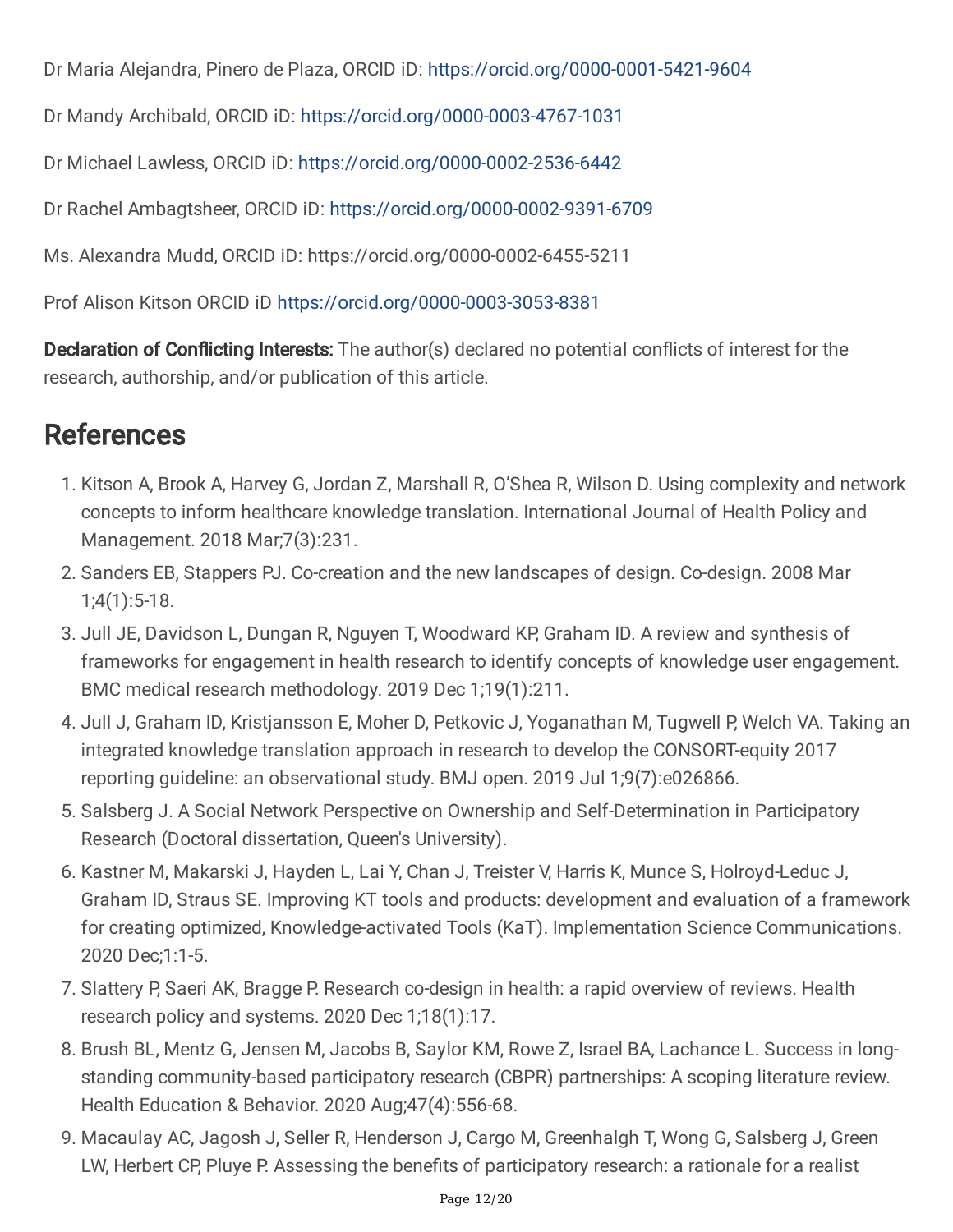Dr Maria Alejandra, Pinero de Plaza, ORCID iD: https://orcid.org/0000-0001-5421-9604

Dr Mandy Archibald, ORCID iD: https://orcid.org/0000-0003-4767-1031

Dr Michael Lawless, ORCID iD: https://orcid.org/0000-0002-2536-6442

Dr Rachel Ambagtsheer, ORCID iD: https://orcid.org/0000-0002-9391-6709

Ms. Alexandra Mudd, ORCID iD: https://orcid.org/0000-0002-6455-5211

Prof Alison Kitson ORCID iD https://orcid.org/0000-0003-3053-8381

**Declaration of Conflicting Interests:** The author(s) declared no potential conflicts of interest for the research, authorship, and/or publication of this article.

# References

1. Kitson A, Brook A, Harvey G, Jordan Z, Marshall R, O'Shea R, Wilson D. Using complexity and network concepts to inform healthcare knowledge translation. International Journal of Health Policy and Management. 2018 Mar;7(3):231.
2. Sanders EB, Stappers PJ. Co-creation and the new landscapes of design. Co-design. 2008 Mar 1;4(1):5-18.
3. Jull JE, Davidson L, Dungan R, Nguyen T, Woodward KP, Graham ID. A review and synthesis of frameworks for engagement in health research to identify concepts of knowledge user engagement. BMC medical research methodology. 2019 Dec 1;19(1):211.
4. Jull J, Graham ID, Kristjansson E, Moher D, Petkovic J, Yoganathan M, Tugwell P, Welch VA. Taking an integrated knowledge translation approach in research to develop the CONSORT-equity 2017 reporting guideline: an observational study. BMJ open. 2019 Jul 1;9(7):e026866.
5. Salsberg J. A Social Network Perspective on Ownership and Self-Determination in Participatory Research (Doctoral dissertation, Queen's University).
6. Kastner M, Makarski J, Hayden L, Lai Y, Chan J, Treister V, Harris K, Munce S, Holroyd-Leduc J, Graham ID, Straus SE. Improving KT tools and products: development and evaluation of a framework for creating optimized, Knowledge-activated Tools (KaT). Implementation Science Communications. 2020 Dec;1:1-5.
7. Slattery P, Saeri AK, Bragge P. Research co-design in health: a rapid overview of reviews. Health research policy and systems. 2020 Dec 1;18(1):17.
8. Brush BL, Mentz G, Jensen M, Jacobs B, Saylor KM, Rowe Z, Israel BA, Lachance L. Success in long-standing community-based participatory research (CBPR) partnerships: A scoping literature review. Health Education & Behavior. 2020 Aug;47(4):556-68.
9. Macaulay AC, Jagosh J, Seller R, Henderson J, Cargo M, Greenhalgh T, Wong G, Salsberg J, Green LW, Herbert CP, Pluye P. Assessing the benefits of participatory research: a rationale for a realist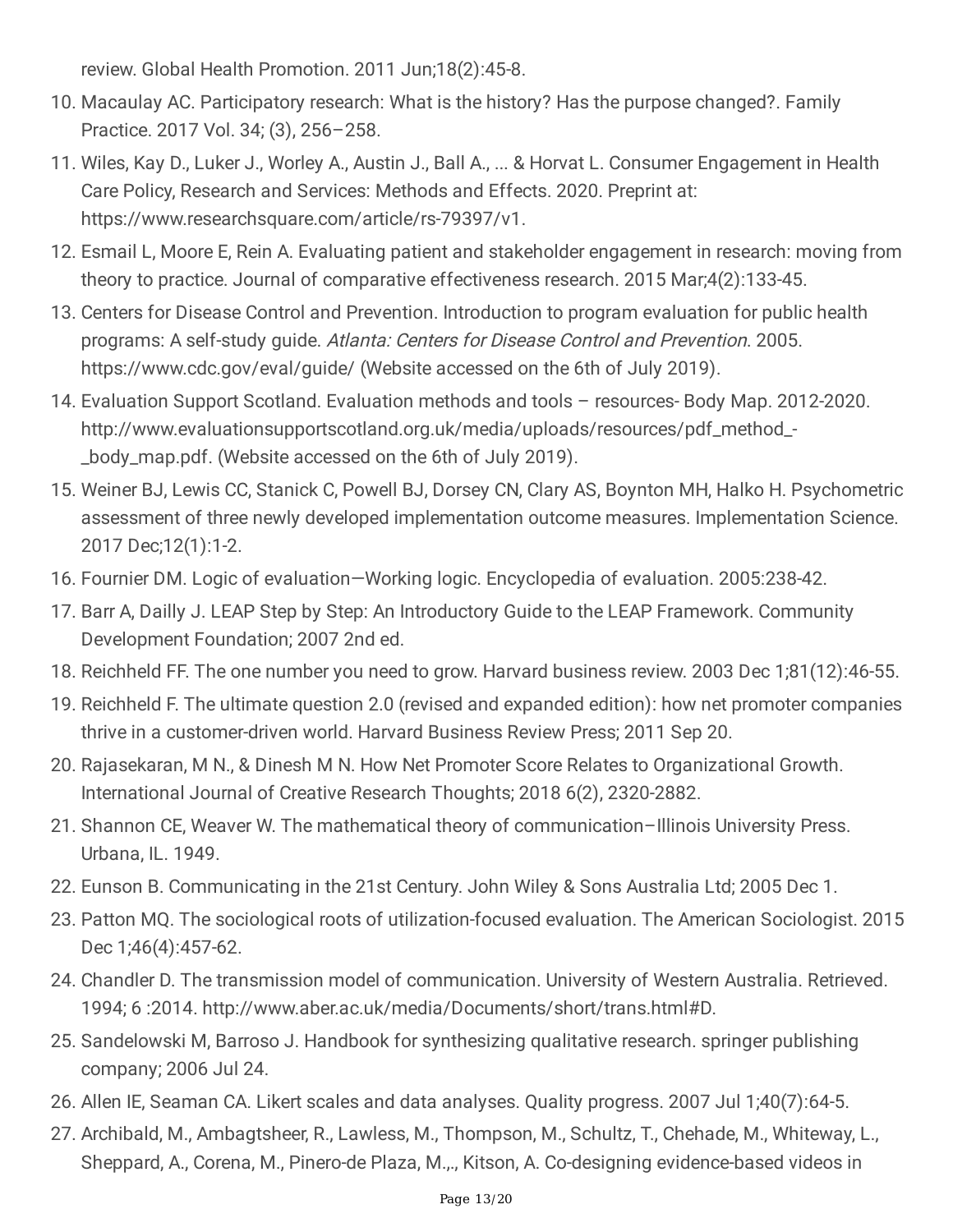review. Global Health Promotion. 2011 Jun;18(2):45-8.

10. Macaulay AC. Participatory research: What is the history? Has the purpose changed?. Family Practice. 2017 Vol. 34; (3), 256–258.
11. Wiles, Kay D., Luker J., Worley A., Austin J., Ball A., ... & Horvat L. Consumer Engagement in Health Care Policy, Research and Services: Methods and Effects. 2020. Preprint at: https://www.researchsquare.com/article/rs-79397/v1.
12. Esmail L, Moore E, Rein A. Evaluating patient and stakeholder engagement in research: moving from theory to practice. Journal of comparative effectiveness research. 2015 Mar;4(2):133-45.
13. Centers for Disease Control and Prevention. Introduction to program evaluation for public health programs: A self-study guide. *Atlanta: Centers for Disease Control and Prevention*. 2005. https://www.cdc.gov/eval/guide/ (Website accessed on the 6th of July 2019).
14. Evaluation Support Scotland. Evaluation methods and tools – resources- Body Map. 2012-2020. http://www.evaluationsupportscotland.org.uk/media/uploads/resources/pdf_method_-_body_map.pdf. (Website accessed on the 6th of July 2019).
15. Weiner BJ, Lewis CC, Stanick C, Powell BJ, Dorsey CN, Clary AS, Boynton MH, Halko H. Psychometric assessment of three newly developed implementation outcome measures. Implementation Science. 2017 Dec;12(1):1-2.
16. Fournier DM. Logic of evaluation—Working logic. Encyclopedia of evaluation. 2005:238-42.
17. Barr A, Dailly J. LEAP Step by Step: An Introductory Guide to the LEAP Framework. Community Development Foundation; 2007 2nd ed.
18. Reichheld FF. The one number you need to grow. Harvard business review. 2003 Dec 1;81(12):46-55.
19. Reichheld F. The ultimate question 2.0 (revised and expanded edition): how net promoter companies thrive in a customer-driven world. Harvard Business Review Press; 2011 Sep 20.
20. Rajasekaran, M N., & Dinesh M N. How Net Promoter Score Relates to Organizational Growth. International Journal of Creative Research Thoughts; 2018 6(2), 2320-2882.
21. Shannon CE, Weaver W. The mathematical theory of communication–Illinois University Press. Urbana, IL. 1949.
22. Eunson B. Communicating in the 21st Century. John Wiley & Sons Australia Ltd; 2005 Dec 1.
23. Patton MQ. The sociological roots of utilization-focused evaluation. The American Sociologist. 2015 Dec 1;46(4):457-62.
24. Chandler D. The transmission model of communication. University of Western Australia. Retrieved. 1994; 6 :2014. http://www.aber.ac.uk/media/Documents/short/trans.html#D.
25. Sandelowski M, Barroso J. Handbook for synthesizing qualitative research. springer publishing company; 2006 Jul 24.
26. Allen IE, Seaman CA. Likert scales and data analyses. Quality progress. 2007 Jul 1;40(7):64-5.
27. Archibald, M., Ambagtsheer, R., Lawless, M., Thompson, M., Schultz, T., Chehade, M., Whiteway, L., Sheppard, A., Corena, M., Pinero-de Plaza, M.,., Kitson, A. Co-designing evidence-based videos in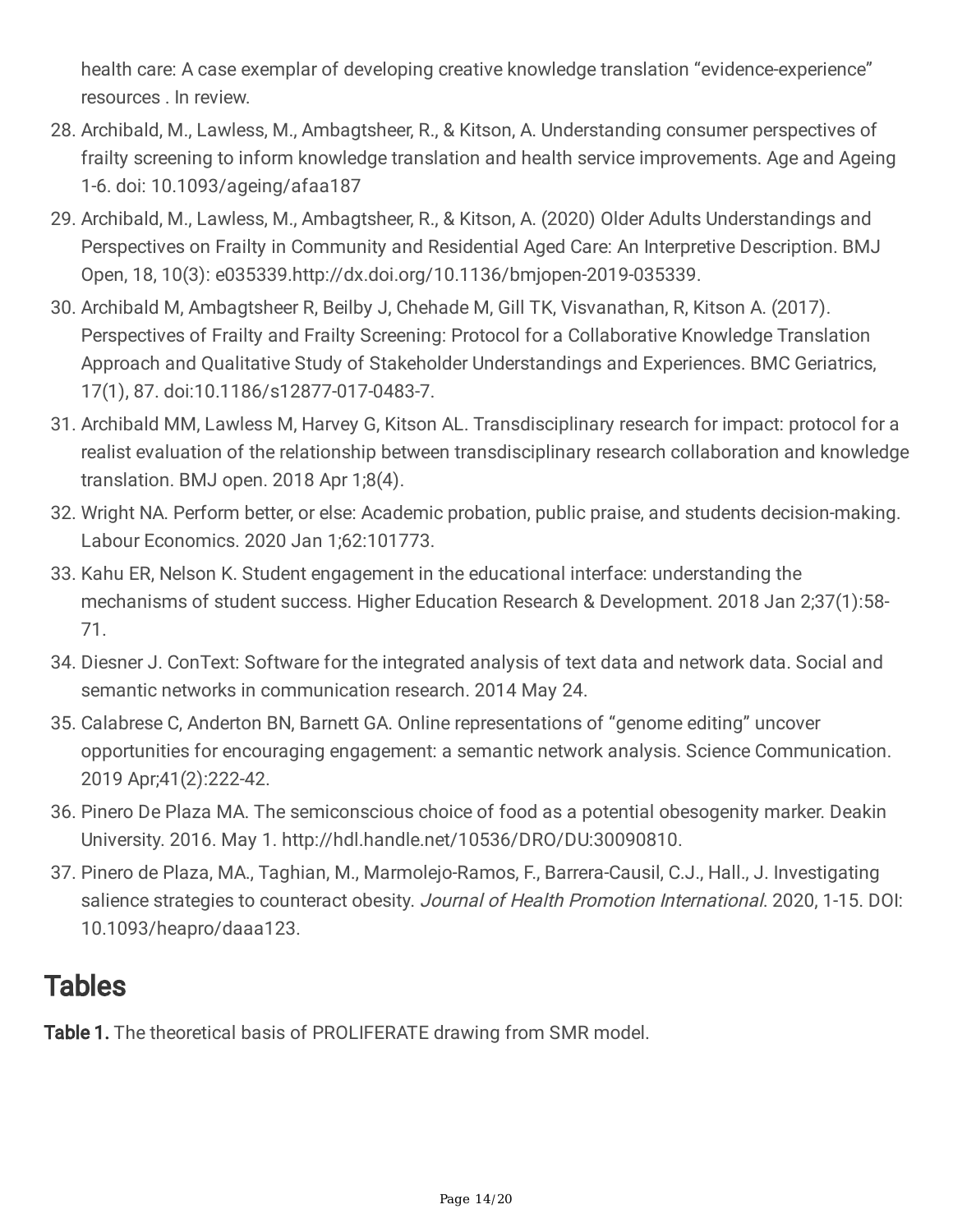health care: A case exemplar of developing creative knowledge translation “evidence-experience” resources . In review.

28. Archibald, M., Lawless, M., Ambagtsheer, R., & Kitson, A. Understanding consumer perspectives of frailty screening to inform knowledge translation and health service improvements. Age and Ageing 1-6. doi: 10.1093/ageing/afaa187
29. Archibald, M., Lawless, M., Ambagtsheer, R., & Kitson, A. (2020) Older Adults Understandings and Perspectives on Frailty in Community and Residential Aged Care: An Interpretive Description. BMJ Open, 18, 10(3): e035339.http://dx.doi.org/10.1136/bmjopen-2019-035339.
30. Archibald M, Ambagtsheer R, Beilby J, Chehade M, Gill TK, Visvanathan, R, Kitson A. (2017). Perspectives of Frailty and Frailty Screening: Protocol for a Collaborative Knowledge Translation Approach and Qualitative Study of Stakeholder Understandings and Experiences. BMC Geriatrics, 17(1), 87. doi:10.1186/s12877-017-0483-7.
31. Archibald MM, Lawless M, Harvey G, Kitson AL. Transdisciplinary research for impact: protocol for a realist evaluation of the relationship between transdisciplinary research collaboration and knowledge translation. BMJ open. 2018 Apr 1;8(4).
32. Wright NA. Perform better, or else: Academic probation, public praise, and students decision-making. Labour Economics. 2020 Jan 1;62:101773.
33. Kahu ER, Nelson K. Student engagement in the educational interface: understanding the mechanisms of student success. Higher Education Research & Development. 2018 Jan 2;37(1):58-71.
34. Diesner J. ConText: Software for the integrated analysis of text data and network data. Social and semantic networks in communication research. 2014 May 24.
35. Calabrese C, Anderton BN, Barnett GA. Online representations of “genome editing” uncover opportunities for encouraging engagement: a semantic network analysis. Science Communication. 2019 Apr;41(2):222-42.
36. Pinero De Plaza MA. The semiconscious choice of food as a potential obesogenity marker. Deakin University. 2016. May 1. http://hdl.handle.net/10536/DRO/DU:30090810.
37. Pinero de Plaza, MA., Taghian, M., Marmolejo-Ramos, F., Barrera-Causil, C.J., Hall., J. Investigating salience strategies to counteract obesity. *Journal of Health Promotion International*. 2020, 1-15. DOI: 10.1093/heapro/daaa123.

# Tables

**Table 1.** The theoretical basis of PROLIFERATE drawing from SMR model.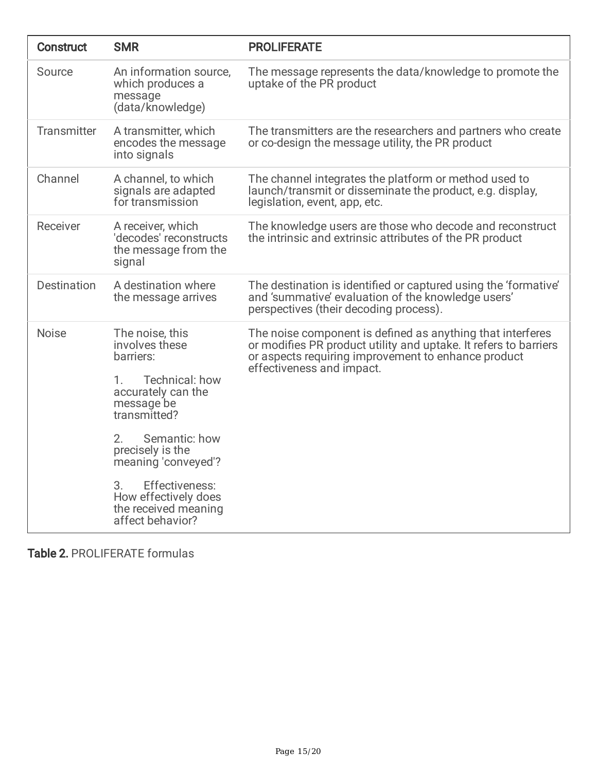| Construct | SMR | PROLIFERATE |
| --- | --- | --- |
| Source | An information source, which produces a message (data/knowledge) | The message represents the data/knowledge to promote the uptake of the PR product |
| Transmitter | A transmitter, which encodes the message into signals | The transmitters are the researchers and partners who create or co-design the message utility, the PR product |
| Channel | A channel, to which signals are adapted for transmission | The channel integrates the platform or method used to launch/transmit or disseminate the product, e.g. display, legislation, event, app, etc. |
| Receiver | A receiver, which 'decodes' reconstructs the message from the signal | The knowledge users are those who decode and reconstruct the intrinsic and extrinsic attributes of the PR product |
| Destination | A destination where the message arrives | The destination is identified or captured using the 'formative' and 'summative' evaluation of the knowledge users' perspectives (their decoding process). |
| Noise | The noise, this involves these barriers:<br><br>1. Technical: how accurately can the message be transmitted?<br><br>2. Semantic: how precisely is the meaning 'conveyed'?<br><br>3. Effectiveness: How effectively does the received meaning affect behavior? | The noise component is defined as anything that interferes or modifies PR product utility and uptake. It refers to barriers or aspects requiring improvement to enhance product effectiveness and impact. |

**Table 2.** PROLIFERATE formulas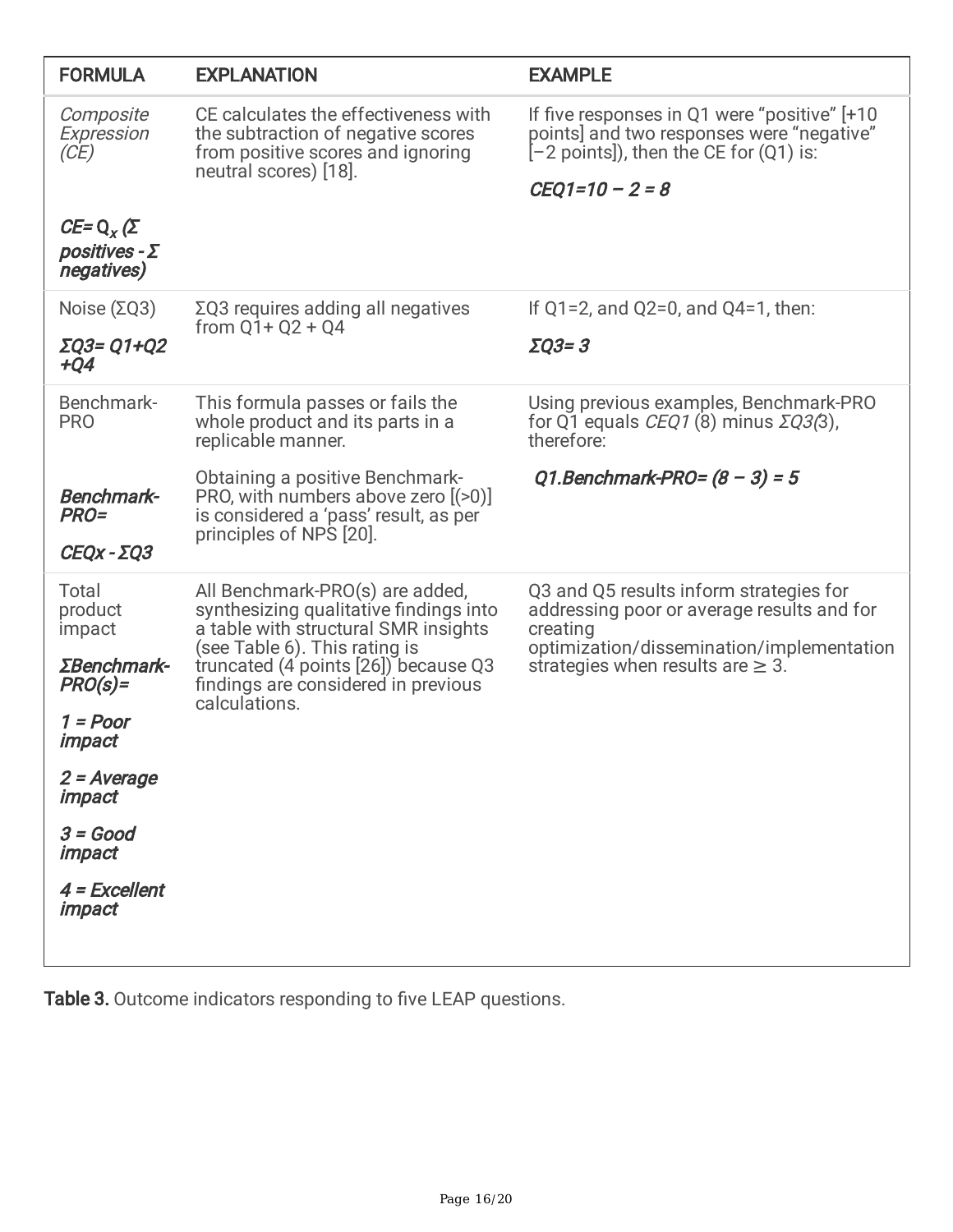| FORMULA | EXPLANATION | EXAMPLE |
|---|---|---|
| *Composite Expression (CE)*<br><br>***CE=*** $Q_x$ ***(Σ positives - Σ negatives)*** | CE calculates the effectiveness with the subtraction of negative scores from positive scores and ignoring neutral scores) [18]. | If five responses in Q1 were "positive" [+10 points] and two responses were "negative" [−2 points]), then the CE for (Q1) is:<br><br>***CEQ1=10 – 2 = 8*** |
| Noise (ΣQ3)<br><br>***ΣQ3= Q1+Q2 +Q4*** | ΣQ3 requires adding all negatives from Q1+ Q2 + Q4 | If Q1=2, and Q2=0, and Q4=1, then:<br><br>***ΣQ3= 3*** |
| Benchmark-PRO<br><br>***Benchmark-PRO=***<br><br>***CEQx - ΣQ3*** | This formula passes or fails the whole product and its parts in a replicable manner.<br><br>Obtaining a positive Benchmark-PRO, with numbers above zero [(>0)] is considered a 'pass' result, as per principles of NPS [20]. | Using previous examples, Benchmark-PRO for Q1 equals *CEQ1* (8) minus *ΣQ3(*3), therefore:<br><br>***Q1.Benchmark-PRO= (8 – 3) = 5*** |
| Total product impact<br><br>***ΣBenchmark-PRO(s)=***<br><br>***1 = Poor impact***<br><br>***2 = Average impact***<br><br>***3 = Good impact***<br><br>***4 = Excellent impact*** | All Benchmark-PRO(s) are added, synthesizing qualitative findings into a table with structural SMR insights (see Table 6). This rating is truncated (4 points [26]) because Q3 findings are considered in previous calculations. | Q3 and Q5 results inform strategies for addressing poor or average results and for creating optimization/dissemination/implementation strategies when results are ≥ 3. |

**Table 3.** Outcome indicators responding to five LEAP questions.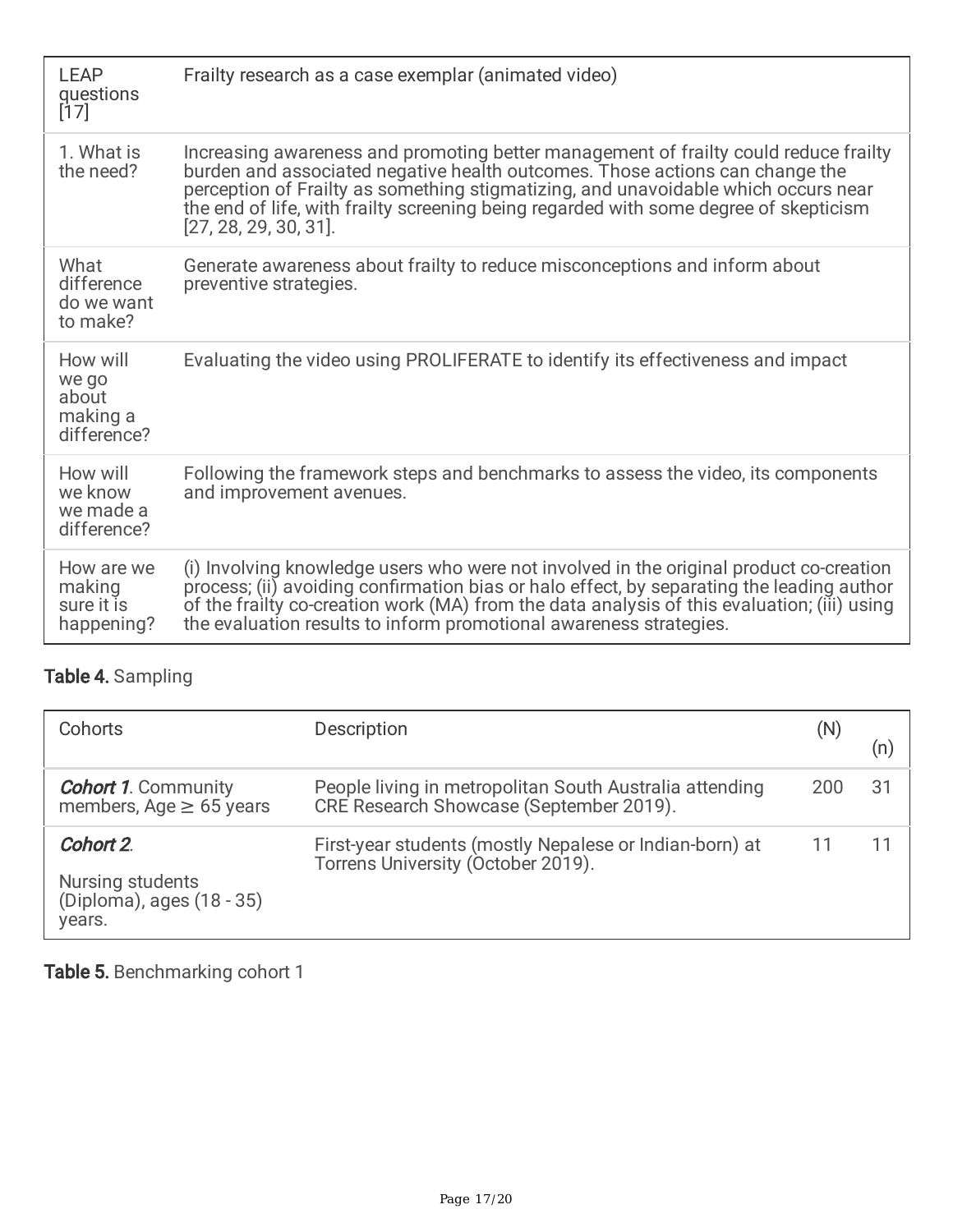| LEAP questions [17] | Frailty research as a case exemplar (animated video) |
|---|---|
| 1. What is the need? | Increasing awareness and promoting better management of frailty could reduce frailty burden and associated negative health outcomes. Those actions can change the perception of Frailty as something stigmatizing, and unavoidable which occurs near the end of life, with frailty screening being regarded with some degree of skepticism [27, 28, 29, 30, 31]. |
| What difference do we want to make? | Generate awareness about frailty to reduce misconceptions and inform about preventive strategies. |
| How will we go about making a difference? | Evaluating the video using PROLIFERATE to identify its effectiveness and impact |
| How will we know we made a difference? | Following the framework steps and benchmarks to assess the video, its components and improvement avenues. |
| How are we making sure it is happening? | (i) Involving knowledge users who were not involved in the original product co-creation process; (ii) avoiding confirmation bias or halo effect, by separating the leading author of the frailty co-creation work (MA) from the data analysis of this evaluation; (iii) using the evaluation results to inform promotional awareness strategies. |

**Table 4.** Sampling

| Cohorts | Description | (N) | (n) |
|---|---|---|---|
| ***Cohort 1***. Community members, Age ≥ 65 years | People living in metropolitan South Australia attending CRE Research Showcase (September 2019). | 200 | 31 |
| ***Cohort 2***. Nursing students (Diploma), ages (18 - 35) years. | First-year students (mostly Nepalese or Indian-born) at Torrens University (October 2019). | 11 | 11 |

**Table 5.** Benchmarking cohort 1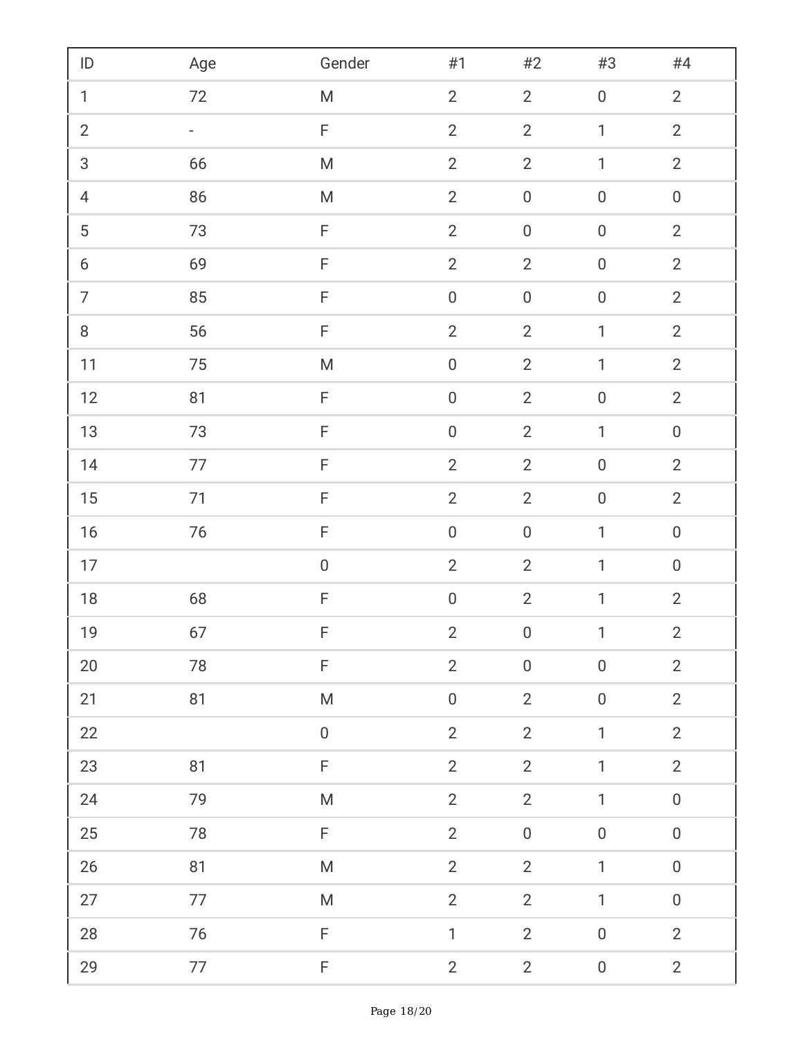| ID | Age | Gender | #1 | #2 | #3 | #4 |
| --- | --- | --- | --- | --- | --- | --- |
| 1 | 72 | M | 2 | 2 | 0 | 2 |
| 2 | - | F | 2 | 2 | 1 | 2 |
| 3 | 66 | M | 2 | 2 | 1 | 2 |
| 4 | 86 | M | 2 | 0 | 0 | 0 |
| 5 | 73 | F | 2 | 0 | 0 | 2 |
| 6 | 69 | F | 2 | 2 | 0 | 2 |
| 7 | 85 | F | 0 | 0 | 0 | 2 |
| 8 | 56 | F | 2 | 2 | 1 | 2 |
| 11 | 75 | M | 0 | 2 | 1 | 2 |
| 12 | 81 | F | 0 | 2 | 0 | 2 |
| 13 | 73 | F | 0 | 2 | 1 | 0 |
| 14 | 77 | F | 2 | 2 | 0 | 2 |
| 15 | 71 | F | 2 | 2 | 0 | 2 |
| 16 | 76 | F | 0 | 0 | 1 | 0 |
| 17 | | 0 | 2 | 2 | 1 | 0 |
| 18 | 68 | F | 0 | 2 | 1 | 2 |
| 19 | 67 | F | 2 | 0 | 1 | 2 |
| 20 | 78 | F | 2 | 0 | 0 | 2 |
| 21 | 81 | M | 0 | 2 | 0 | 2 |
| 22 | | 0 | 2 | 2 | 1 | 2 |
| 23 | 81 | F | 2 | 2 | 1 | 2 |
| 24 | 79 | M | 2 | 2 | 1 | 0 |
| 25 | 78 | F | 2 | 0 | 0 | 0 |
| 26 | 81 | M | 2 | 2 | 1 | 0 |
| 27 | 77 | M | 2 | 2 | 1 | 0 |
| 28 | 76 | F | 1 | 2 | 0 | 2 |
| 29 | 77 | F | 2 | 2 | 0 | 2 |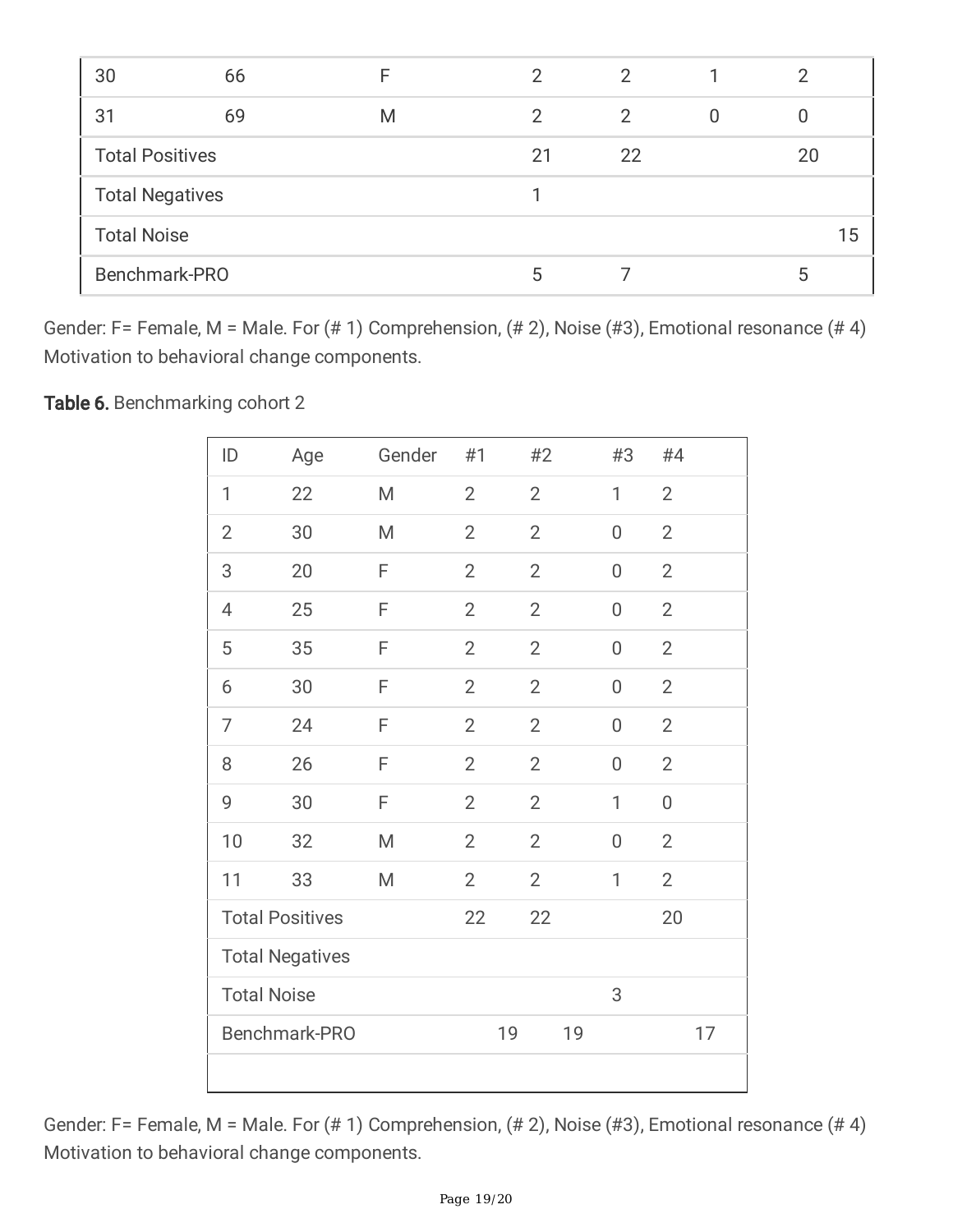| 30 | 66 | F | 2 | 2 | 1 | 2 |
|---|---|---|---|---|---|---|
| 31 | 69 | M | 2 | 2 | 0 | 0 |
| Total Positives | | | 21 | 22 | | 20 |
| Total Negatives | | | 1 | | | |
| Total Noise | | | | | | 15 |
| Benchmark-PRO | | | 5 | 7 | | 5 |

Gender: F= Female, M = Male. For (# 1) Comprehension, (# 2), Noise (#3), Emotional resonance (# 4) Motivation to behavioral change components.

**Table 6.** Benchmarking cohort 2

| ID | Age | Gender | #1 | #2 | #3 | #4 |
|---|---|---|---|---|---|---|
| 1 | 22 | M | 2 | 2 | 1 | 2 |
| 2 | 30 | M | 2 | 2 | 0 | 2 |
| 3 | 20 | F | 2 | 2 | 0 | 2 |
| 4 | 25 | F | 2 | 2 | 0 | 2 |
| 5 | 35 | F | 2 | 2 | 0 | 2 |
| 6 | 30 | F | 2 | 2 | 0 | 2 |
| 7 | 24 | F | 2 | 2 | 0 | 2 |
| 8 | 26 | F | 2 | 2 | 0 | 2 |
| 9 | 30 | F | 2 | 2 | 1 | 0 |
| 10 | 32 | M | 2 | 2 | 0 | 2 |
| 11 | 33 | M | 2 | 2 | 1 | 2 |
| Total Positives | | | 22 | 22 | | 20 |
| Total Negatives | | | | | | |
| Total Noise | | | | | 3 | |
| Benchmark-PRO | | | 19 | 19 | | 17 |

Gender: F= Female, M = Male. For (# 1) Comprehension, (# 2), Noise (#3), Emotional resonance (# 4) Motivation to behavioral change components.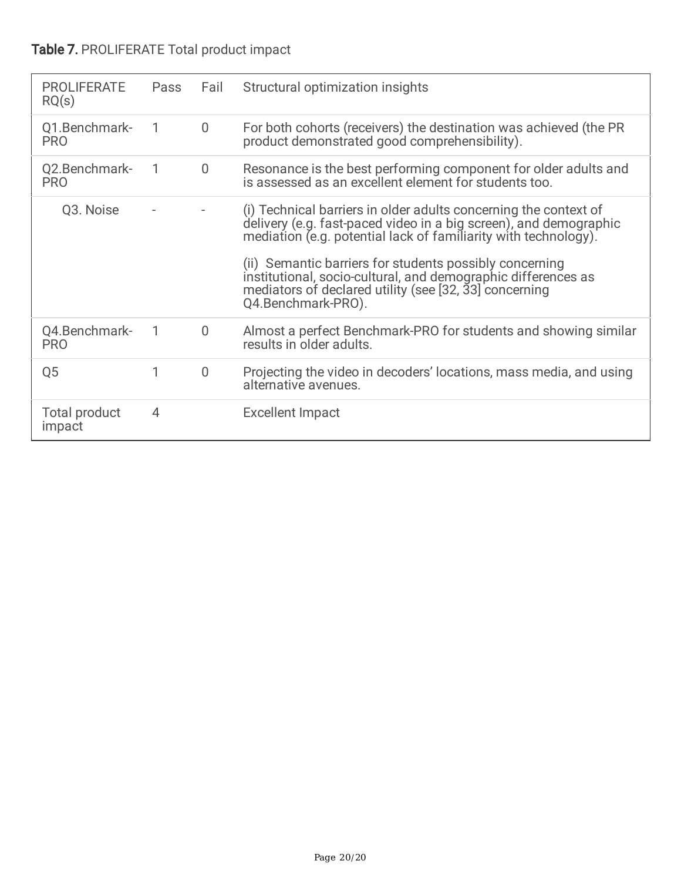**Table 7.** PROLIFERATE Total product impact

| PROLIFERATE RQ(s) | Pass | Fail | Structural optimization insights |
|---|---|---|---|
| Q1.Benchmark-PRO | 1 | 0 | For both cohorts (receivers) the destination was achieved (the PR product demonstrated good comprehensibility). |
| Q2.Benchmark-PRO | 1 | 0 | Resonance is the best performing component for older adults and is assessed as an excellent element for students too. |
| Q3. Noise | - | - | (i) Technical barriers in older adults concerning the context of delivery (e.g. fast-paced video in a big screen), and demographic mediation (e.g. potential lack of familiarity with technology).<br><br>(ii) Semantic barriers for students possibly concerning institutional, socio-cultural, and demographic differences as mediators of declared utility (see [32, 33] concerning Q4.Benchmark-PRO). |
| Q4.Benchmark-PRO | 1 | 0 | Almost a perfect Benchmark-PRO for students and showing similar results in older adults. |
| Q5 | 1 | 0 | Projecting the video in decoders' locations, mass media, and using alternative avenues. |
| Total product impact | 4 | | Excellent Impact |